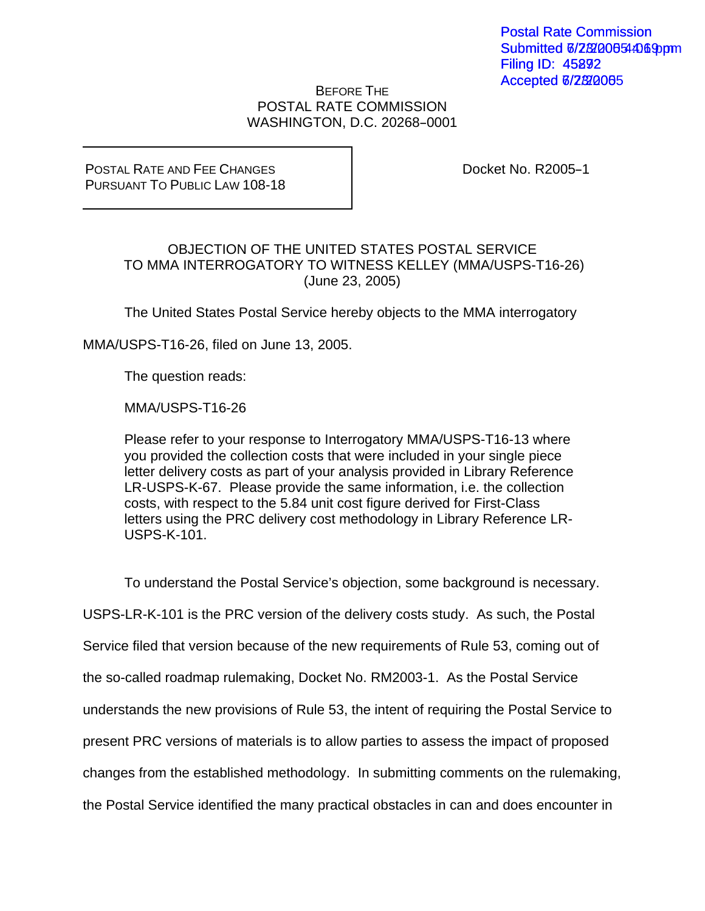Postal Rate Commission
Submitted 6/23/2005 4:09 pm
Filing ID: 45292
Accepted 6/23/2005

BEFORE THE
POSTAL RATE COMMISSION
WASHINGTON, D.C. 20268–0001

| POSTAL RATE AND FEE CHANGES PURSUANT TO PUBLIC LAW 108-18 | Docket No. R2005–1 |
|---|---|

OBJECTION OF THE UNITED STATES POSTAL SERVICE
TO MMA INTERROGATORY TO WITNESS KELLEY (MMA/USPS-T16-26)
(June 23, 2005)

The United States Postal Service hereby objects to the MMA interrogatory MMA/USPS-T16-26, filed on June 13, 2005.

The question reads:

MMA/USPS-T16-26

> Please refer to your response to Interrogatory MMA/USPS-T16-13 where you provided the collection costs that were included in your single piece letter delivery costs as part of your analysis provided in Library Reference LR-USPS-K-67. Please provide the same information, i.e. the collection costs, with respect to the 5.84 unit cost figure derived for First-Class letters using the PRC delivery cost methodology in Library Reference LR-USPS-K-101.

To understand the Postal Service's objection, some background is necessary. USPS-LR-K-101 is the PRC version of the delivery costs study. As such, the Postal Service filed that version because of the new requirements of Rule 53, coming out of the so-called roadmap rulemaking, Docket No. RM2003-1. As the Postal Service understands the new provisions of Rule 53, the intent of requiring the Postal Service to present PRC versions of materials is to allow parties to assess the impact of proposed changes from the established methodology. In submitting comments on the rulemaking, the Postal Service identified the many practical obstacles in can and does encounter in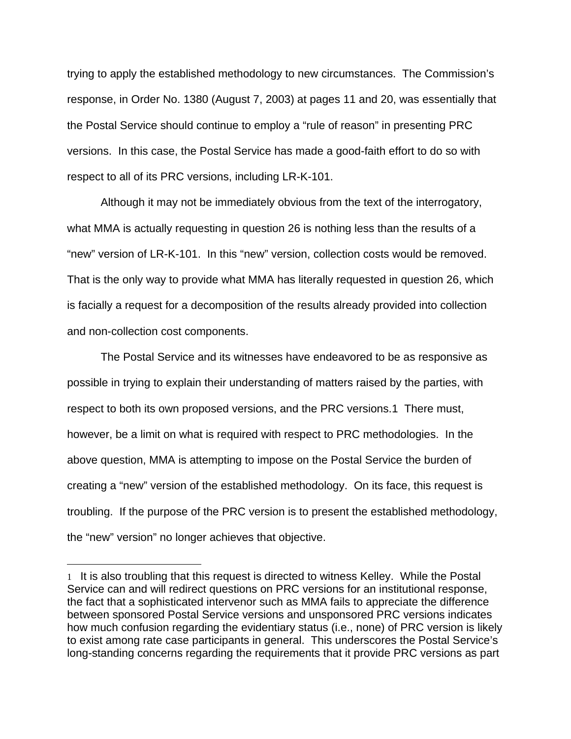trying to apply the established methodology to new circumstances. The Commission's response, in Order No. 1380 (August 7, 2003) at pages 11 and 20, was essentially that the Postal Service should continue to employ a "rule of reason" in presenting PRC versions. In this case, the Postal Service has made a good-faith effort to do so with respect to all of its PRC versions, including LR-K-101.

Although it may not be immediately obvious from the text of the interrogatory, what MMA is actually requesting in question 26 is nothing less than the results of a "new" version of LR-K-101. In this "new" version, collection costs would be removed. That is the only way to provide what MMA has literally requested in question 26, which is facially a request for a decomposition of the results already provided into collection and non-collection cost components.

The Postal Service and its witnesses have endeavored to be as responsive as possible in trying to explain their understanding of matters raised by the parties, with respect to both its own proposed versions, and the PRC versions.[1] There must, however, be a limit on what is required with respect to PRC methodologies. In the above question, MMA is attempting to impose on the Postal Service the burden of creating a "new" version of the established methodology. On its face, this request is troubling. If the purpose of the PRC version is to present the established methodology, the "new" version" no longer achieves that objective.

---

[1] It is also troubling that this request is directed to witness Kelley. While the Postal Service can and will redirect questions on PRC versions for an institutional response, the fact that a sophisticated intervenor such as MMA fails to appreciate the difference between sponsored Postal Service versions and unsponsored PRC versions indicates how much confusion regarding the evidentiary status (i.e., none) of PRC version is likely to exist among rate case participants in general. This underscores the Postal Service's long-standing concerns regarding the requirements that it provide PRC versions as part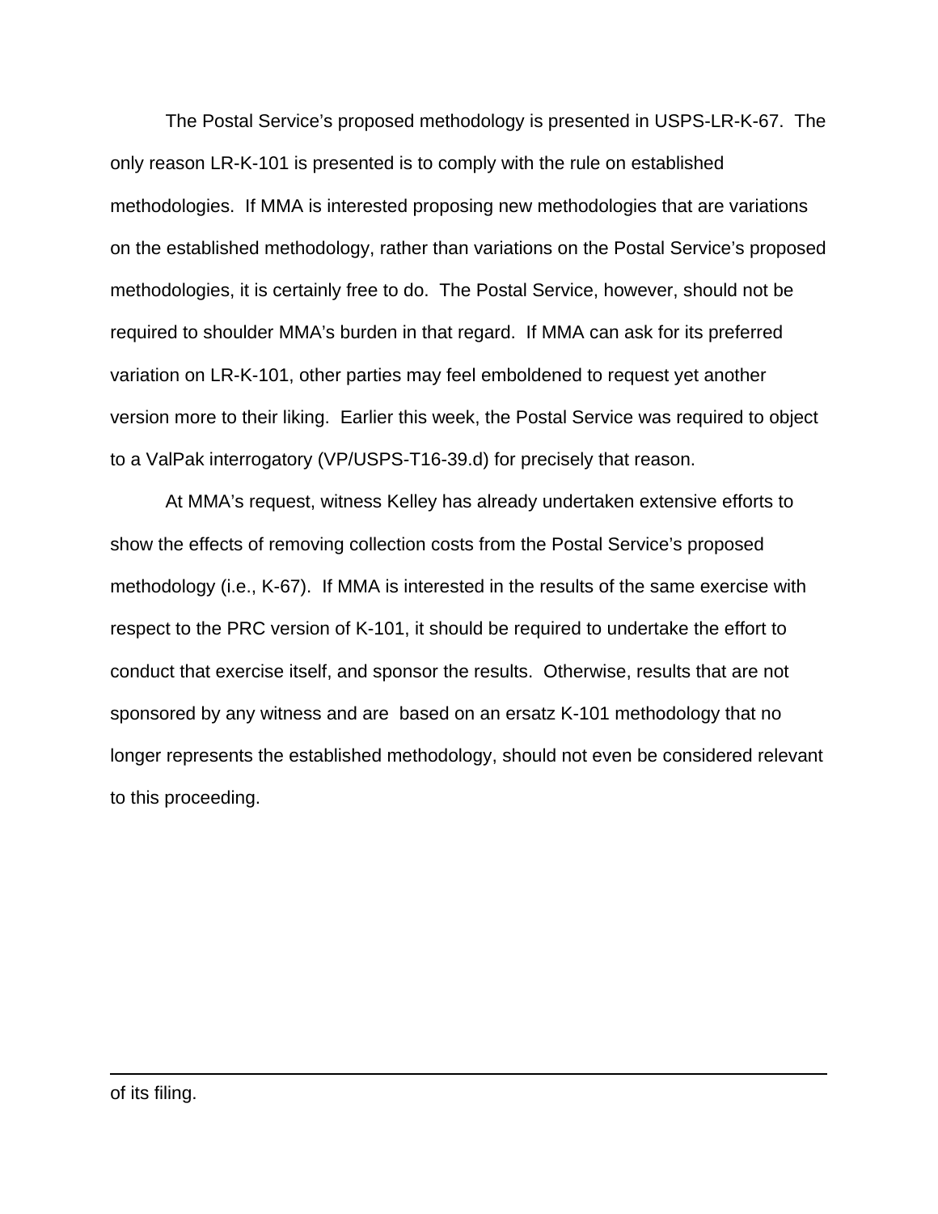The Postal Service's proposed methodology is presented in USPS-LR-K-67. The only reason LR-K-101 is presented is to comply with the rule on established methodologies. If MMA is interested proposing new methodologies that are variations on the established methodology, rather than variations on the Postal Service's proposed methodologies, it is certainly free to do. The Postal Service, however, should not be required to shoulder MMA's burden in that regard. If MMA can ask for its preferred variation on LR-K-101, other parties may feel emboldened to request yet another version more to their liking. Earlier this week, the Postal Service was required to object to a ValPak interrogatory (VP/USPS-T16-39.d) for precisely that reason.

At MMA's request, witness Kelley has already undertaken extensive efforts to show the effects of removing collection costs from the Postal Service's proposed methodology (i.e., K-67). If MMA is interested in the results of the same exercise with respect to the PRC version of K-101, it should be required to undertake the effort to conduct that exercise itself, and sponsor the results. Otherwise, results that are not sponsored by any witness and are based on an ersatz K-101 methodology that no longer represents the established methodology, should not even be considered relevant to this proceeding.

---

of its filing.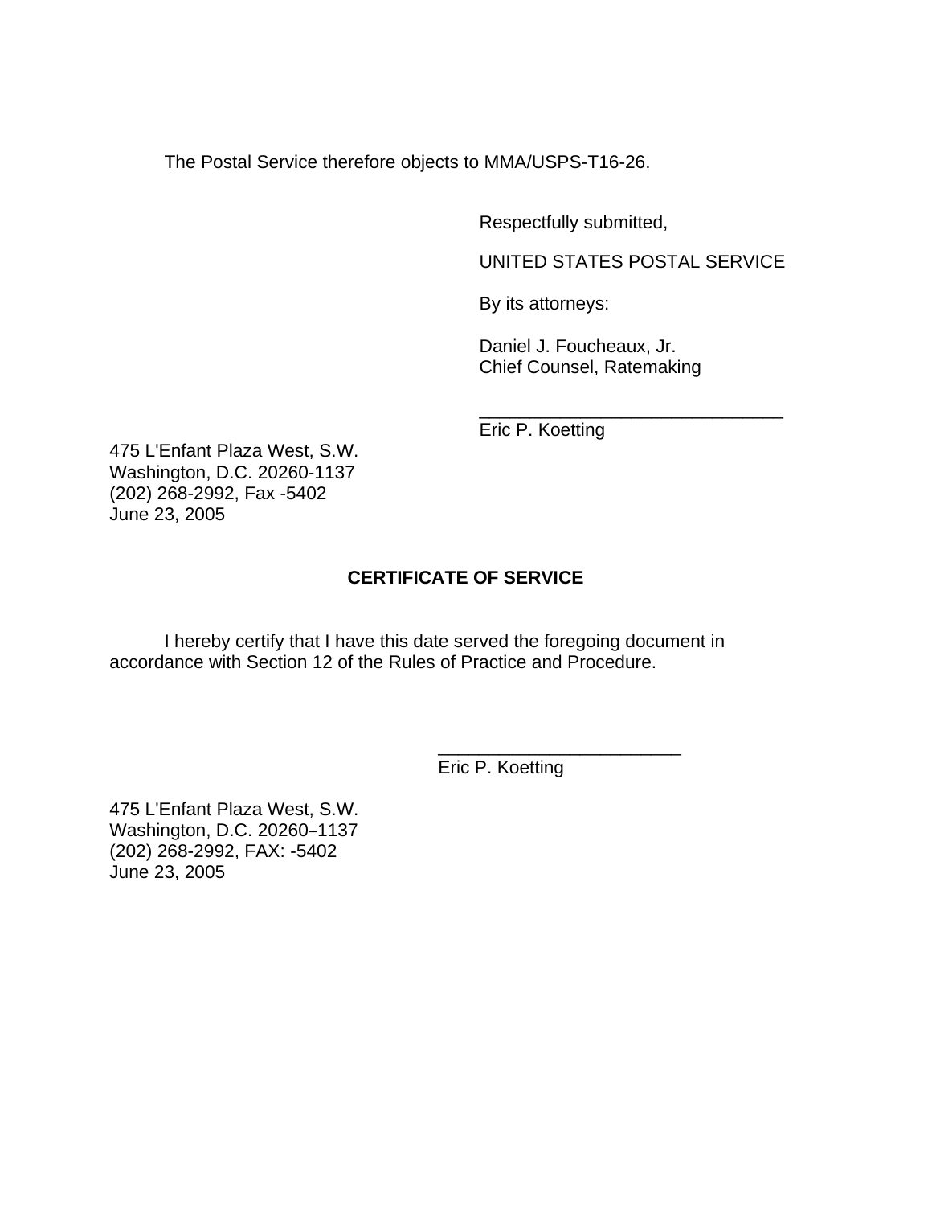The Postal Service therefore objects to MMA/USPS-T16-26.

Respectfully submitted,

UNITED STATES POSTAL SERVICE

By its attorneys:

Daniel J. Foucheaux, Jr.
Chief Counsel, Ratemaking

______________________________
Eric P. Koetting

475 L'Enfant Plaza West, S.W.
Washington, D.C. 20260-1137
(202) 268-2992, Fax -5402
June 23, 2005

**CERTIFICATE OF SERVICE**

I hereby certify that I have this date served the foregoing document in accordance with Section 12 of the Rules of Practice and Procedure.

________________________
Eric P. Koetting

475 L'Enfant Plaza West, S.W.
Washington, D.C. 20260–1137
(202) 268-2992, FAX: -5402
June 23, 2005